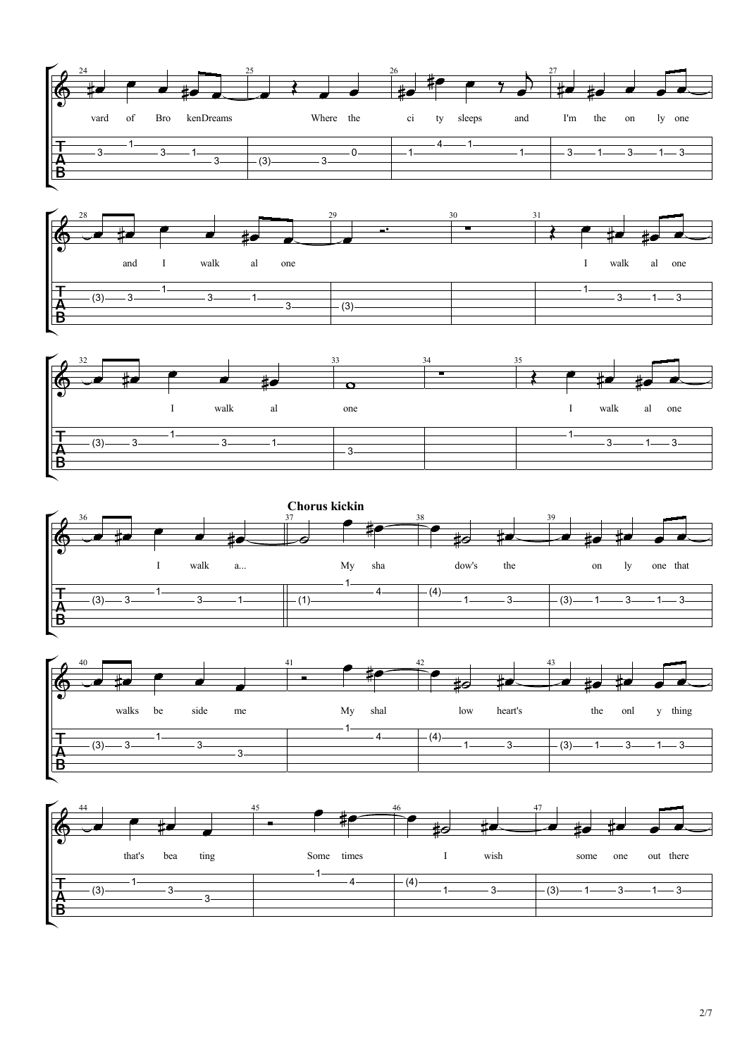**Chorus kickin**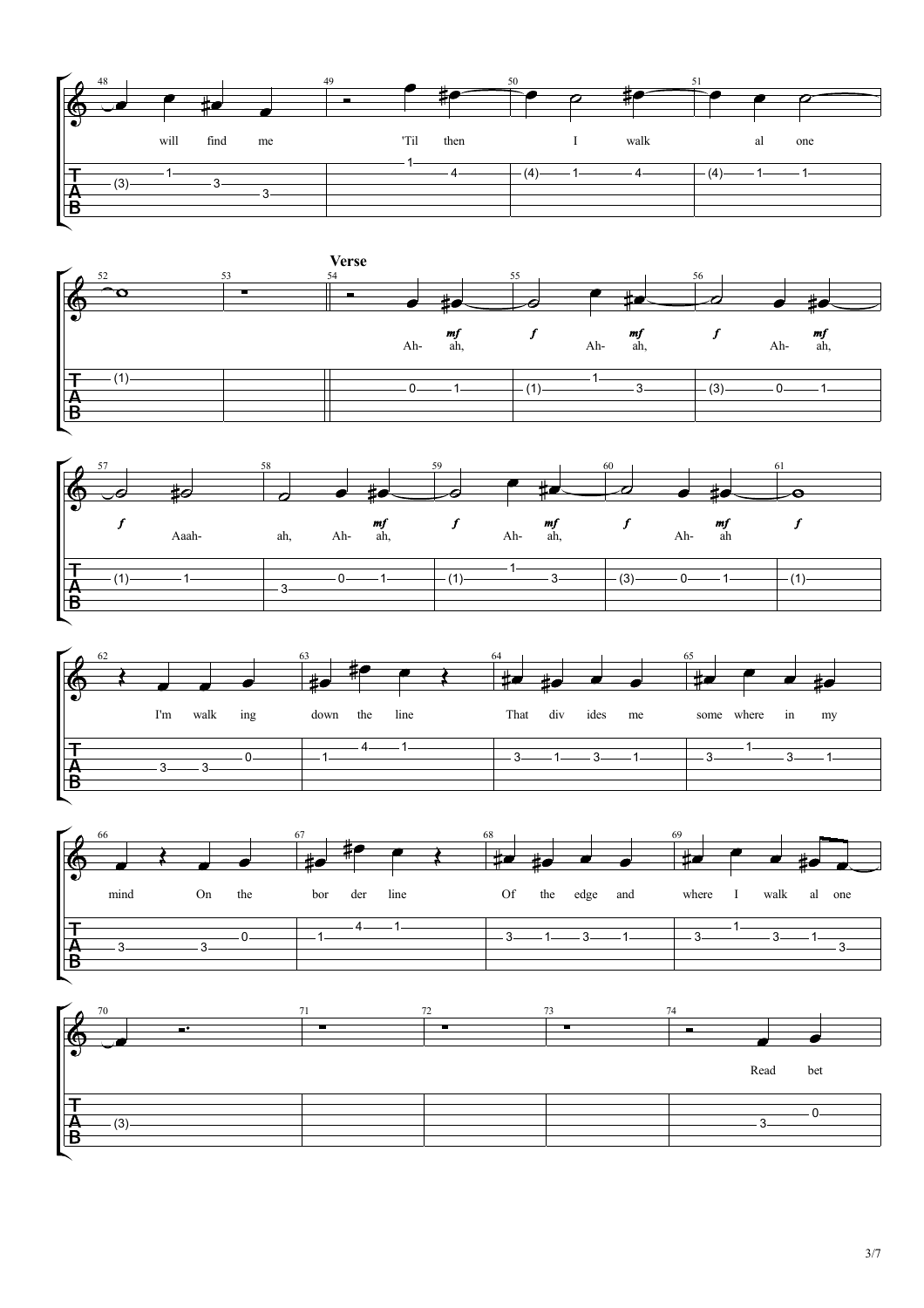**Verse**

will find me 'Til then I walk al one

Ah- ah, Ah- ah, Ah- ah,

Aaah- ah, Ah- ah, Ah- ah, Ah- ah

I'm walk ing down the line That div ides me some where in my

mind On the bor der line Of the edge and where I walk al one

Read bet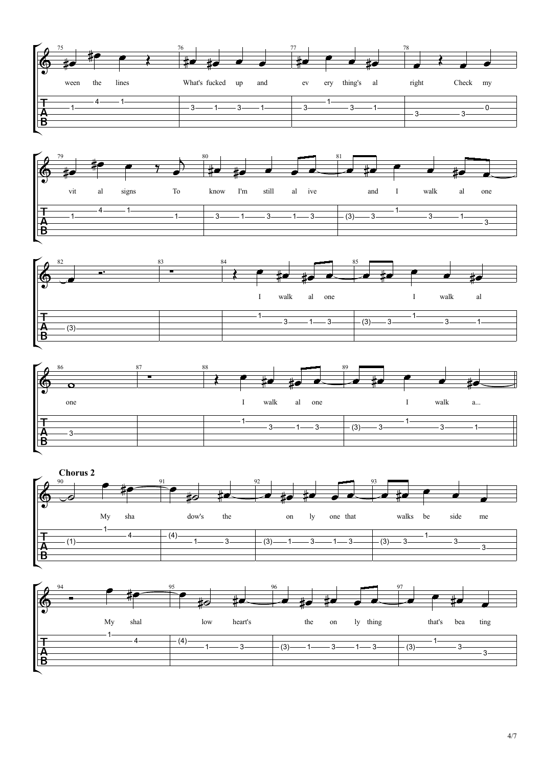**Chorus 2**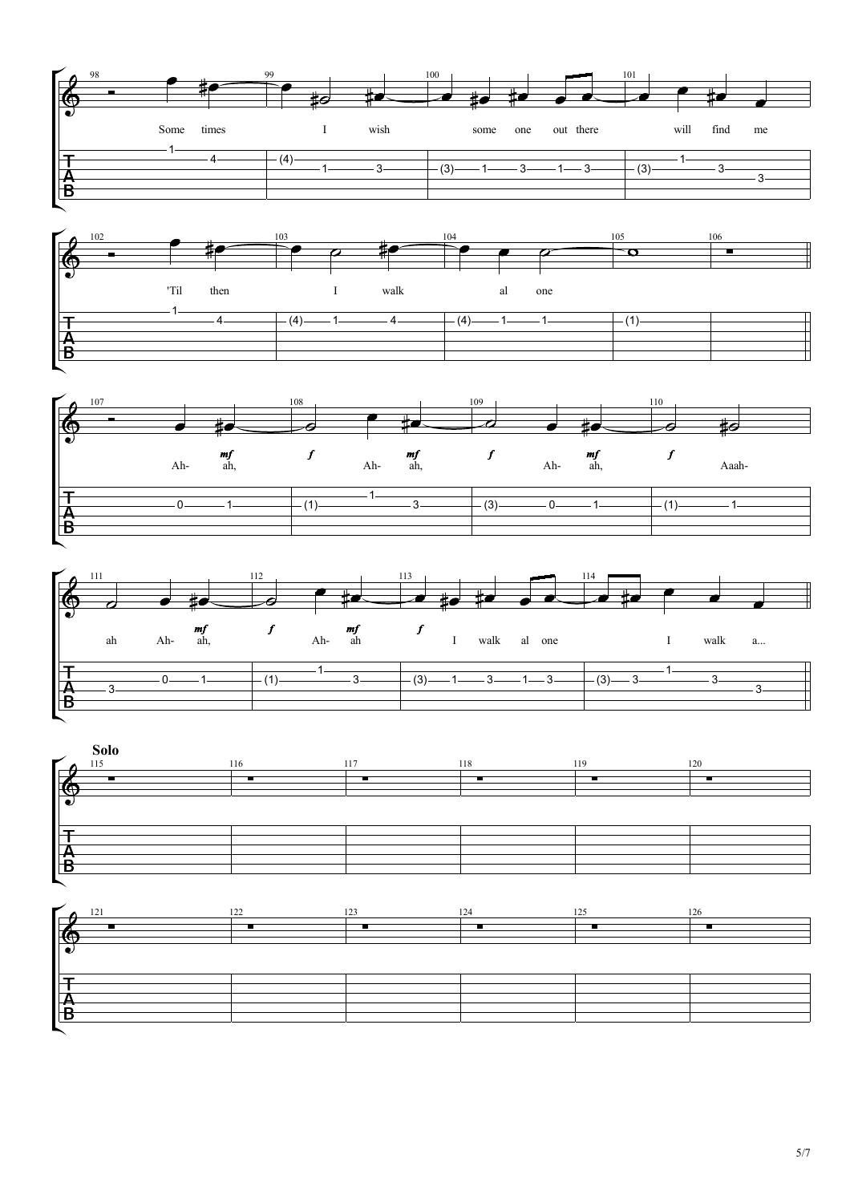Some times I wish some one out there will find me

'Til then I walk al one

Ah- ah, Ah- ah, Ah- ah, Aaah-

ah Ah- ah, Ah- ah I walk al one I walk a...

**Solo**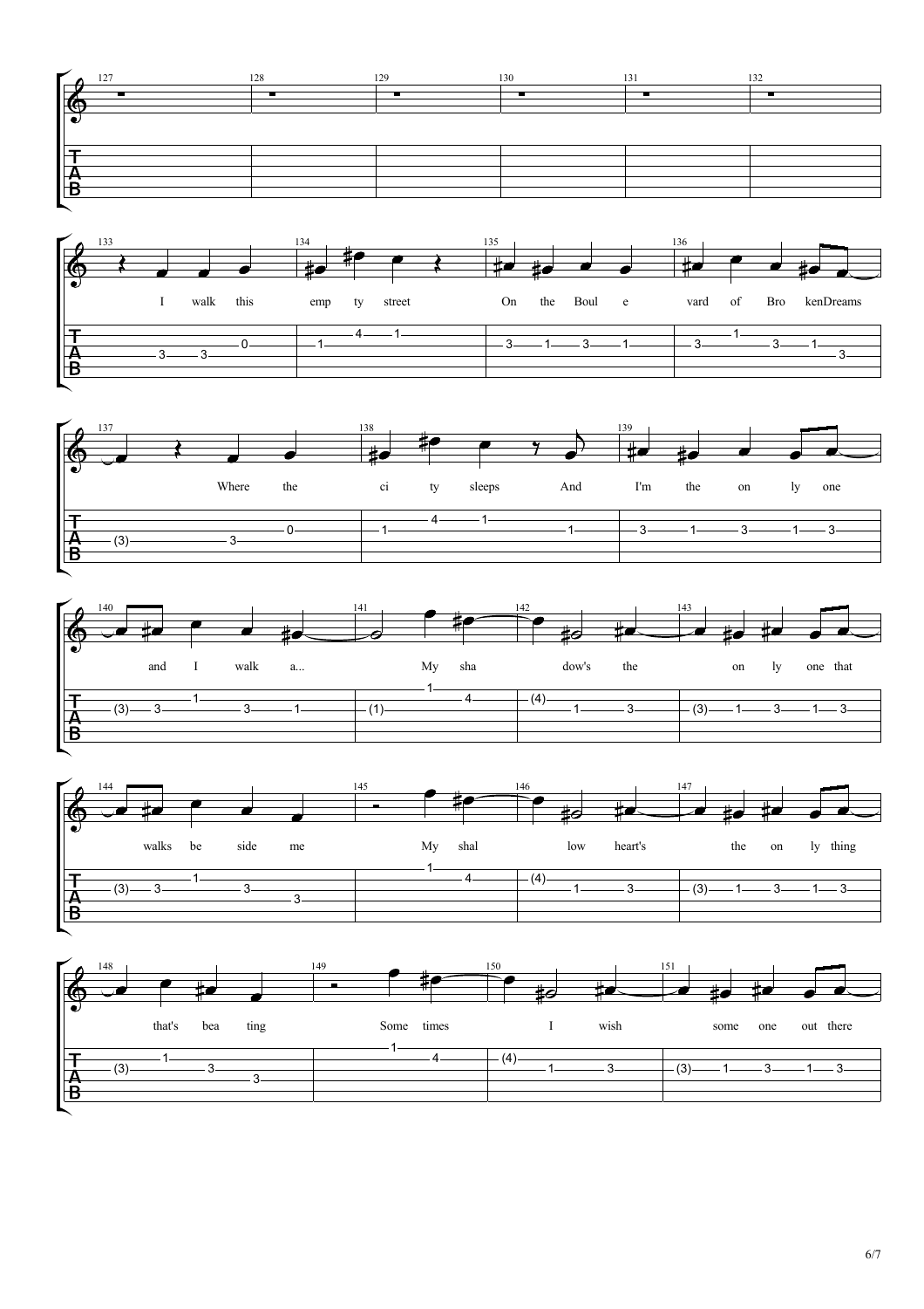I walk this emp ty street On the Boul e vard of Bro kenDreams

Where the ci ty sleeps And I'm the on ly one

and I walk a... My sha dow's the on ly one that

walks be side me My shal low heart's the on ly thing

that's bea ting Some times I wish some one out there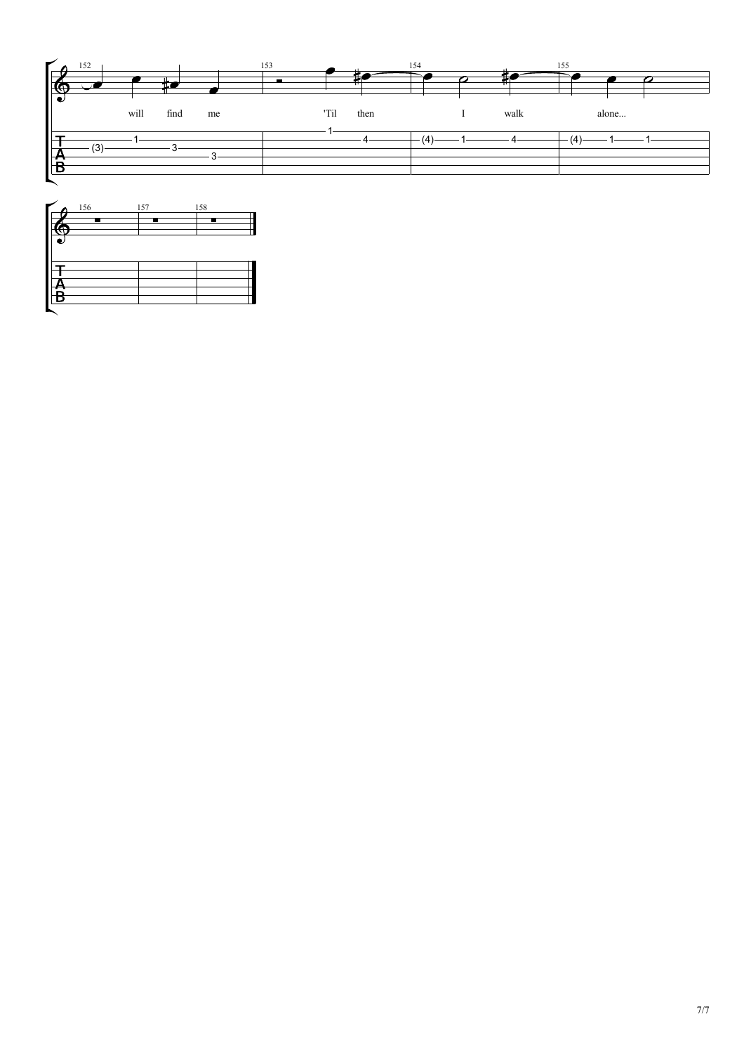will find me 'Til then I walk alone...